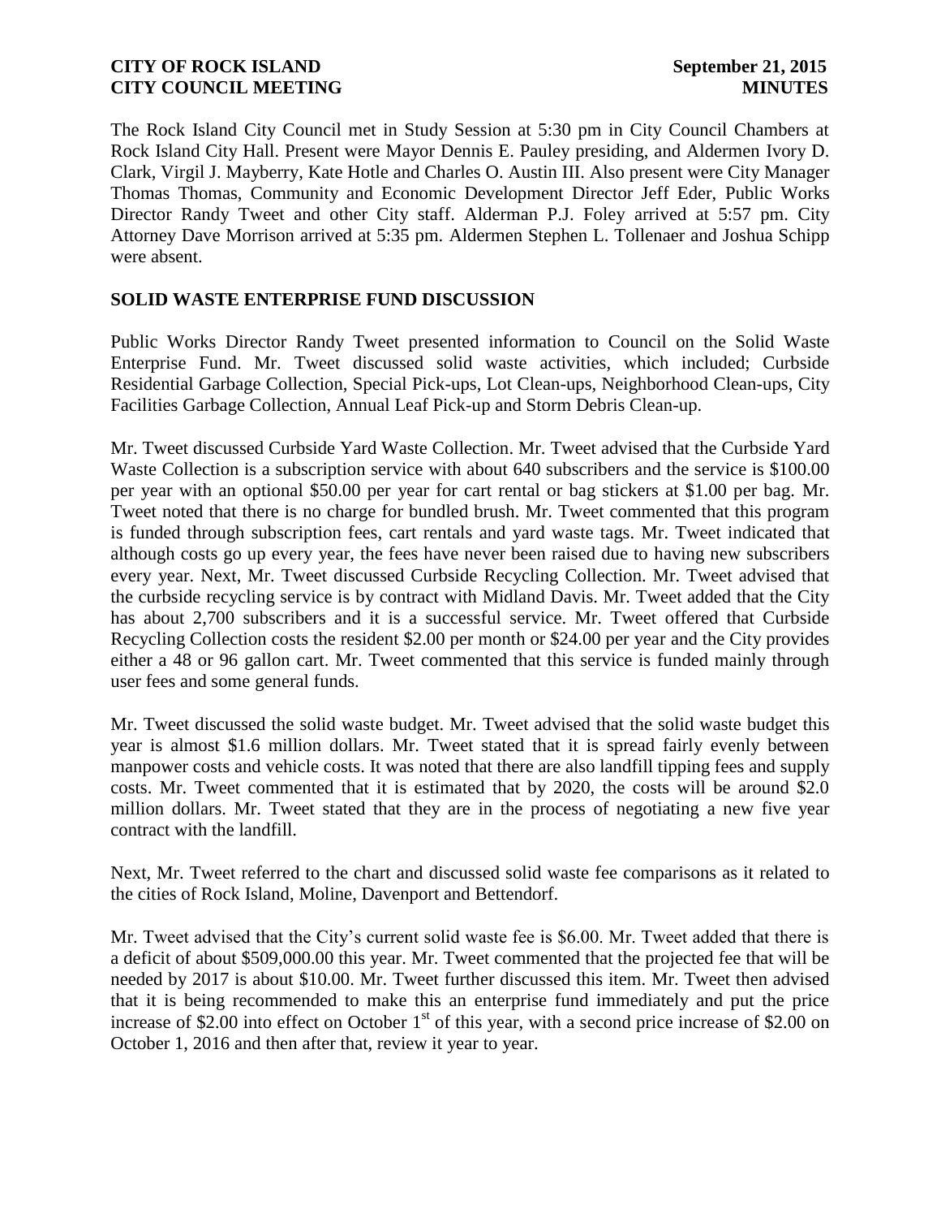The Rock Island City Council met in Study Session at 5:30 pm in City Council Chambers at Rock Island City Hall. Present were Mayor Dennis E. Pauley presiding, and Aldermen Ivory D. Clark, Virgil J. Mayberry, Kate Hotle and Charles O. Austin III. Also present were City Manager Thomas Thomas, Community and Economic Development Director Jeff Eder, Public Works Director Randy Tweet and other City staff. Alderman P.J. Foley arrived at 5:57 pm. City Attorney Dave Morrison arrived at 5:35 pm. Aldermen Stephen L. Tollenaer and Joshua Schipp were absent.

## SOLID WASTE ENTERPRISE FUND DISCUSSION

Public Works Director Randy Tweet presented information to Council on the Solid Waste Enterprise Fund. Mr. Tweet discussed solid waste activities, which included; Curbside Residential Garbage Collection, Special Pick-ups, Lot Clean-ups, Neighborhood Clean-ups, City Facilities Garbage Collection, Annual Leaf Pick-up and Storm Debris Clean-up.

Mr. Tweet discussed Curbside Yard Waste Collection. Mr. Tweet advised that the Curbside Yard Waste Collection is a subscription service with about 640 subscribers and the service is $100.00 per year with an optional $50.00 per year for cart rental or bag stickers at $1.00 per bag. Mr. Tweet noted that there is no charge for bundled brush. Mr. Tweet commented that this program is funded through subscription fees, cart rentals and yard waste tags. Mr. Tweet indicated that although costs go up every year, the fees have never been raised due to having new subscribers every year. Next, Mr. Tweet discussed Curbside Recycling Collection. Mr. Tweet advised that the curbside recycling service is by contract with Midland Davis. Mr. Tweet added that the City has about 2,700 subscribers and it is a successful service. Mr. Tweet offered that Curbside Recycling Collection costs the resident $2.00 per month or $24.00 per year and the City provides either a 48 or 96 gallon cart. Mr. Tweet commented that this service is funded mainly through user fees and some general funds.

Mr. Tweet discussed the solid waste budget. Mr. Tweet advised that the solid waste budget this year is almost $1.6 million dollars. Mr. Tweet stated that it is spread fairly evenly between manpower costs and vehicle costs. It was noted that there are also landfill tipping fees and supply costs. Mr. Tweet commented that it is estimated that by 2020, the costs will be around $2.0 million dollars. Mr. Tweet stated that they are in the process of negotiating a new five year contract with the landfill.

Next, Mr. Tweet referred to the chart and discussed solid waste fee comparisons as it related to the cities of Rock Island, Moline, Davenport and Bettendorf.

Mr. Tweet advised that the City's current solid waste fee is $6.00. Mr. Tweet added that there is a deficit of about $509,000.00 this year. Mr. Tweet commented that the projected fee that will be needed by 2017 is about $10.00. Mr. Tweet further discussed this item. Mr. Tweet then advised that it is being recommended to make this an enterprise fund immediately and put the price increase of $2.00 into effect on October 1st of this year, with a second price increase of $2.00 on October 1, 2016 and then after that, review it year to year.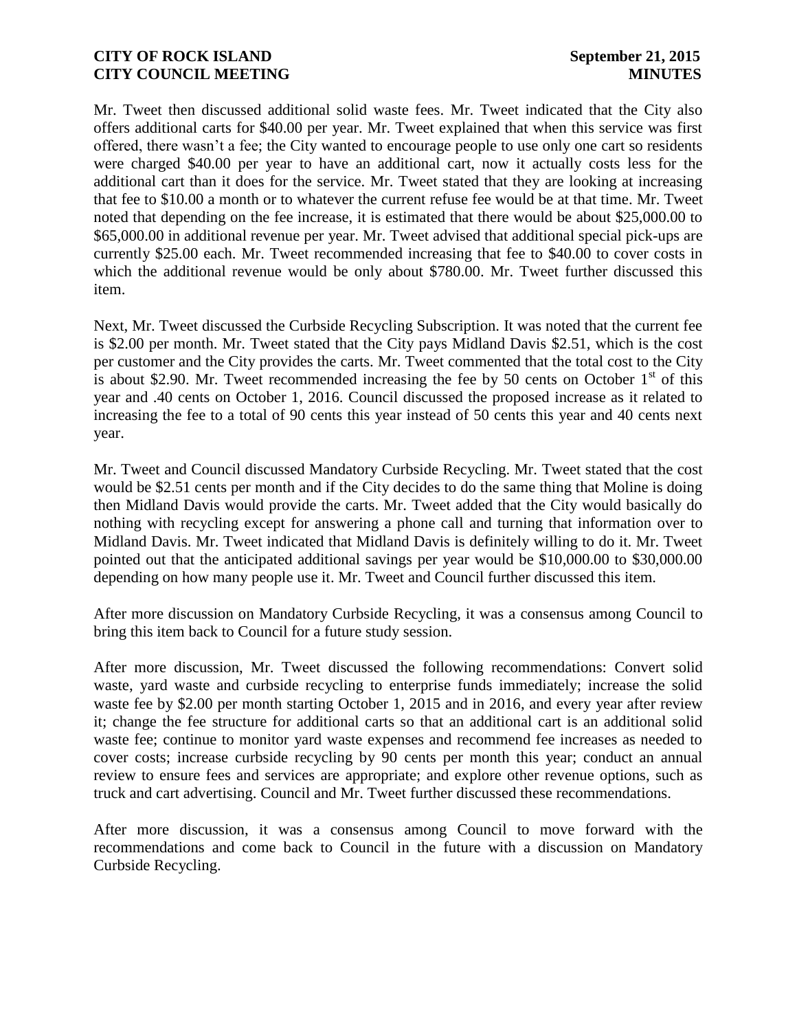Mr. Tweet then discussed additional solid waste fees. Mr. Tweet indicated that the City also offers additional carts for $40.00 per year. Mr. Tweet explained that when this service was first offered, there wasn't a fee; the City wanted to encourage people to use only one cart so residents were charged $40.00 per year to have an additional cart, now it actually costs less for the additional cart than it does for the service. Mr. Tweet stated that they are looking at increasing that fee to $10.00 a month or to whatever the current refuse fee would be at that time. Mr. Tweet noted that depending on the fee increase, it is estimated that there would be about $25,000.00 to $65,000.00 in additional revenue per year. Mr. Tweet advised that additional special pick-ups are currently $25.00 each. Mr. Tweet recommended increasing that fee to $40.00 to cover costs in which the additional revenue would be only about $780.00. Mr. Tweet further discussed this item.

Next, Mr. Tweet discussed the Curbside Recycling Subscription. It was noted that the current fee is $2.00 per month. Mr. Tweet stated that the City pays Midland Davis $2.51, which is the cost per customer and the City provides the carts. Mr. Tweet commented that the total cost to the City is about $2.90. Mr. Tweet recommended increasing the fee by 50 cents on October 1st of this year and .40 cents on October 1, 2016. Council discussed the proposed increase as it related to increasing the fee to a total of 90 cents this year instead of 50 cents this year and 40 cents next year.

Mr. Tweet and Council discussed Mandatory Curbside Recycling. Mr. Tweet stated that the cost would be $2.51 cents per month and if the City decides to do the same thing that Moline is doing then Midland Davis would provide the carts. Mr. Tweet added that the City would basically do nothing with recycling except for answering a phone call and turning that information over to Midland Davis. Mr. Tweet indicated that Midland Davis is definitely willing to do it. Mr. Tweet pointed out that the anticipated additional savings per year would be $10,000.00 to $30,000.00 depending on how many people use it. Mr. Tweet and Council further discussed this item.

After more discussion on Mandatory Curbside Recycling, it was a consensus among Council to bring this item back to Council for a future study session.

After more discussion, Mr. Tweet discussed the following recommendations: Convert solid waste, yard waste and curbside recycling to enterprise funds immediately; increase the solid waste fee by $2.00 per month starting October 1, 2015 and in 2016, and every year after review it; change the fee structure for additional carts so that an additional cart is an additional solid waste fee; continue to monitor yard waste expenses and recommend fee increases as needed to cover costs; increase curbside recycling by 90 cents per month this year; conduct an annual review to ensure fees and services are appropriate; and explore other revenue options, such as truck and cart advertising. Council and Mr. Tweet further discussed these recommendations.

After more discussion, it was a consensus among Council to move forward with the recommendations and come back to Council in the future with a discussion on Mandatory Curbside Recycling.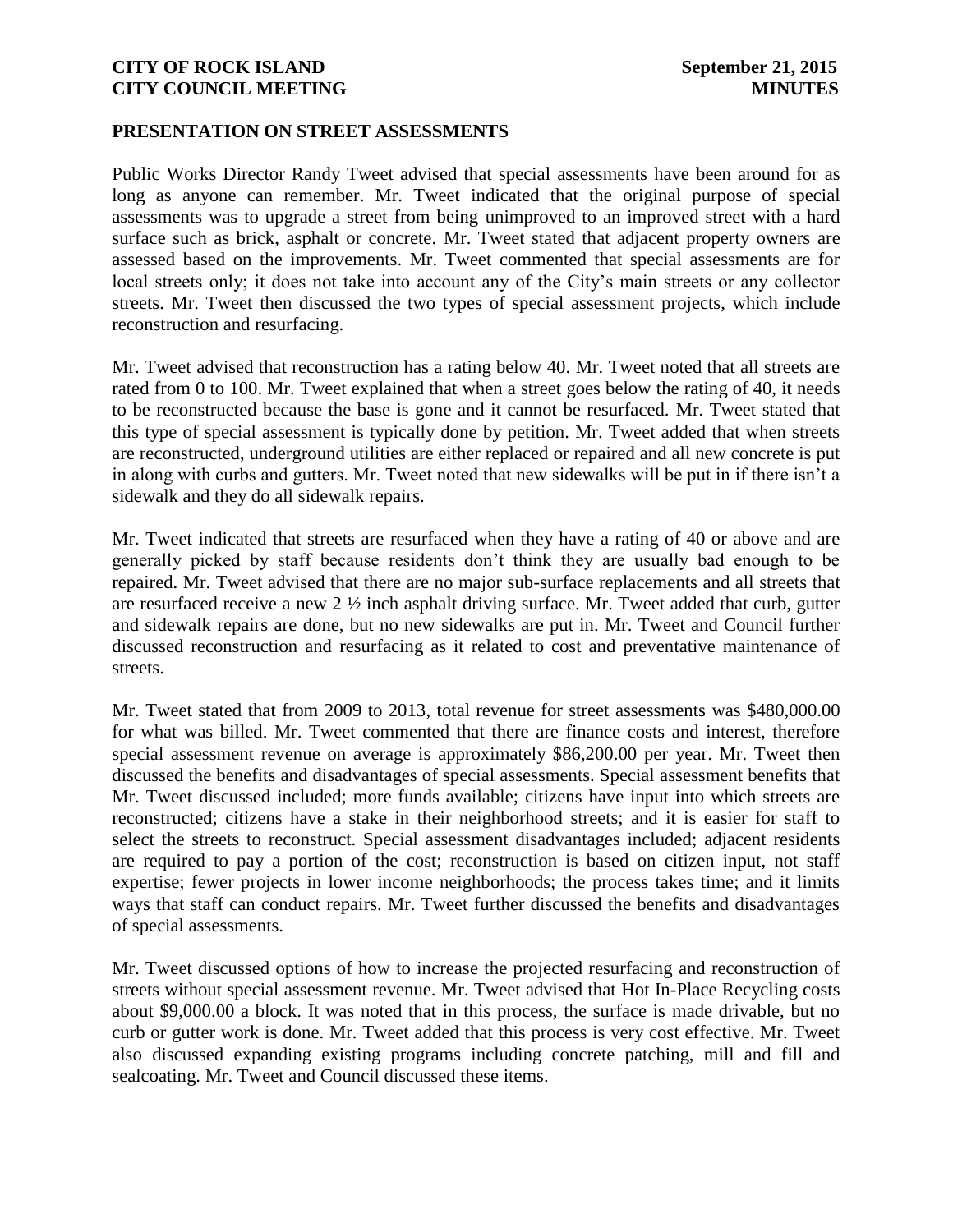## PRESENTATION ON STREET ASSESSMENTS

Public Works Director Randy Tweet advised that special assessments have been around for as long as anyone can remember. Mr. Tweet indicated that the original purpose of special assessments was to upgrade a street from being unimproved to an improved street with a hard surface such as brick, asphalt or concrete. Mr. Tweet stated that adjacent property owners are assessed based on the improvements. Mr. Tweet commented that special assessments are for local streets only; it does not take into account any of the City's main streets or any collector streets. Mr. Tweet then discussed the two types of special assessment projects, which include reconstruction and resurfacing.

Mr. Tweet advised that reconstruction has a rating below 40. Mr. Tweet noted that all streets are rated from 0 to 100. Mr. Tweet explained that when a street goes below the rating of 40, it needs to be reconstructed because the base is gone and it cannot be resurfaced. Mr. Tweet stated that this type of special assessment is typically done by petition. Mr. Tweet added that when streets are reconstructed, underground utilities are either replaced or repaired and all new concrete is put in along with curbs and gutters. Mr. Tweet noted that new sidewalks will be put in if there isn't a sidewalk and they do all sidewalk repairs.

Mr. Tweet indicated that streets are resurfaced when they have a rating of 40 or above and are generally picked by staff because residents don't think they are usually bad enough to be repaired. Mr. Tweet advised that there are no major sub-surface replacements and all streets that are resurfaced receive a new 2 ½ inch asphalt driving surface. Mr. Tweet added that curb, gutter and sidewalk repairs are done, but no new sidewalks are put in. Mr. Tweet and Council further discussed reconstruction and resurfacing as it related to cost and preventative maintenance of streets.

Mr. Tweet stated that from 2009 to 2013, total revenue for street assessments was $480,000.00 for what was billed. Mr. Tweet commented that there are finance costs and interest, therefore special assessment revenue on average is approximately $86,200.00 per year. Mr. Tweet then discussed the benefits and disadvantages of special assessments. Special assessment benefits that Mr. Tweet discussed included; more funds available; citizens have input into which streets are reconstructed; citizens have a stake in their neighborhood streets; and it is easier for staff to select the streets to reconstruct. Special assessment disadvantages included; adjacent residents are required to pay a portion of the cost; reconstruction is based on citizen input, not staff expertise; fewer projects in lower income neighborhoods; the process takes time; and it limits ways that staff can conduct repairs. Mr. Tweet further discussed the benefits and disadvantages of special assessments.

Mr. Tweet discussed options of how to increase the projected resurfacing and reconstruction of streets without special assessment revenue. Mr. Tweet advised that Hot In-Place Recycling costs about $9,000.00 a block. It was noted that in this process, the surface is made drivable, but no curb or gutter work is done. Mr. Tweet added that this process is very cost effective. Mr. Tweet also discussed expanding existing programs including concrete patching, mill and fill and sealcoating. Mr. Tweet and Council discussed these items.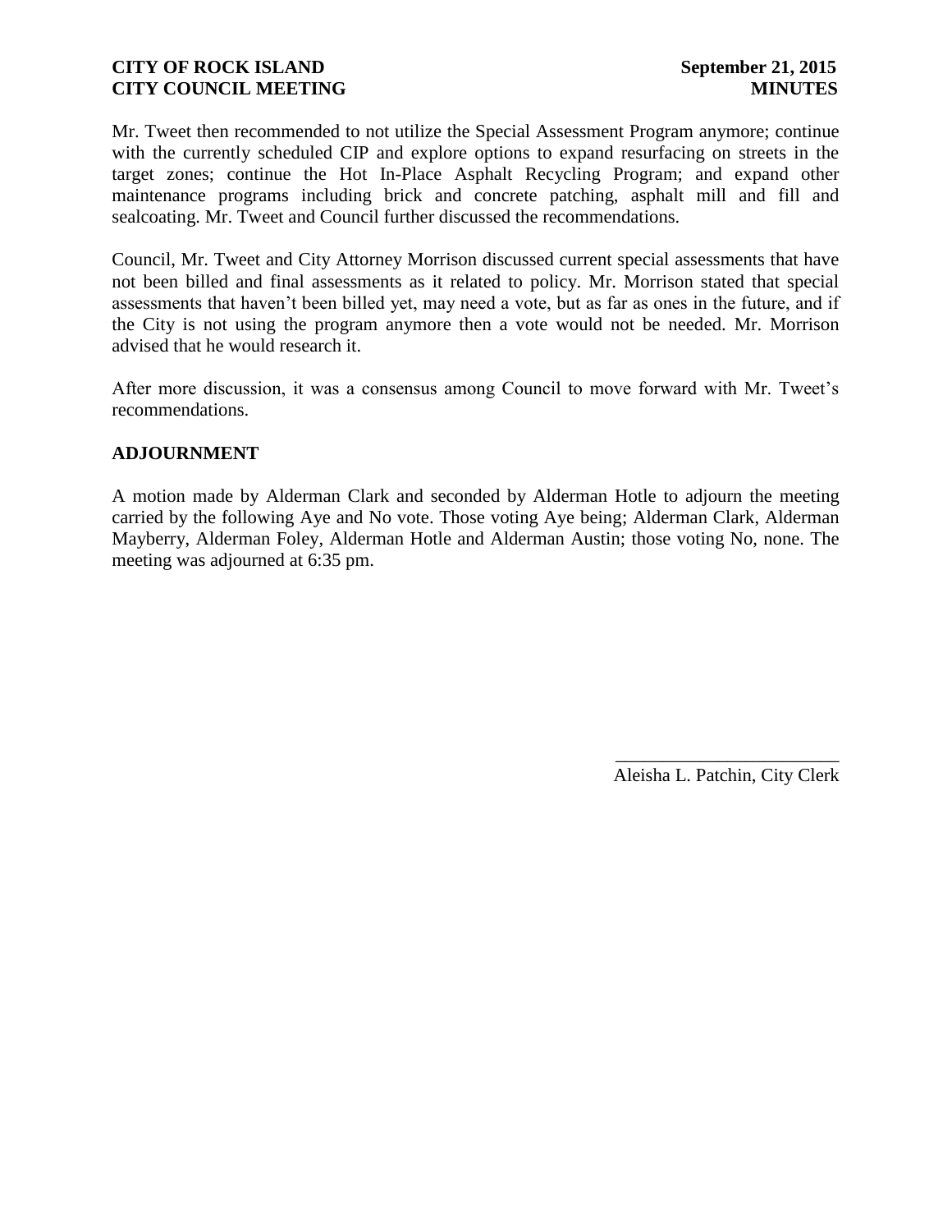Mr. Tweet then recommended to not utilize the Special Assessment Program anymore; continue with the currently scheduled CIP and explore options to expand resurfacing on streets in the target zones; continue the Hot In-Place Asphalt Recycling Program; and expand other maintenance programs including brick and concrete patching, asphalt mill and fill and sealcoating. Mr. Tweet and Council further discussed the recommendations.

Council, Mr. Tweet and City Attorney Morrison discussed current special assessments that have not been billed and final assessments as it related to policy. Mr. Morrison stated that special assessments that haven't been billed yet, may need a vote, but as far as ones in the future, and if the City is not using the program anymore then a vote would not be needed. Mr. Morrison advised that he would research it.

After more discussion, it was a consensus among Council to move forward with Mr. Tweet's recommendations.

## ADJOURNMENT

A motion made by Alderman Clark and seconded by Alderman Hotle to adjourn the meeting carried by the following Aye and No vote. Those voting Aye being; Alderman Clark, Alderman Mayberry, Alderman Foley, Alderman Hotle and Alderman Austin; those voting No, none. The meeting was adjourned at 6:35 pm.

\_\_\_\_\_\_\_\_\_\_\_\_\_\_\_\_\_\_\_\_\_\_\_\_

Aleisha L. Patchin, City Clerk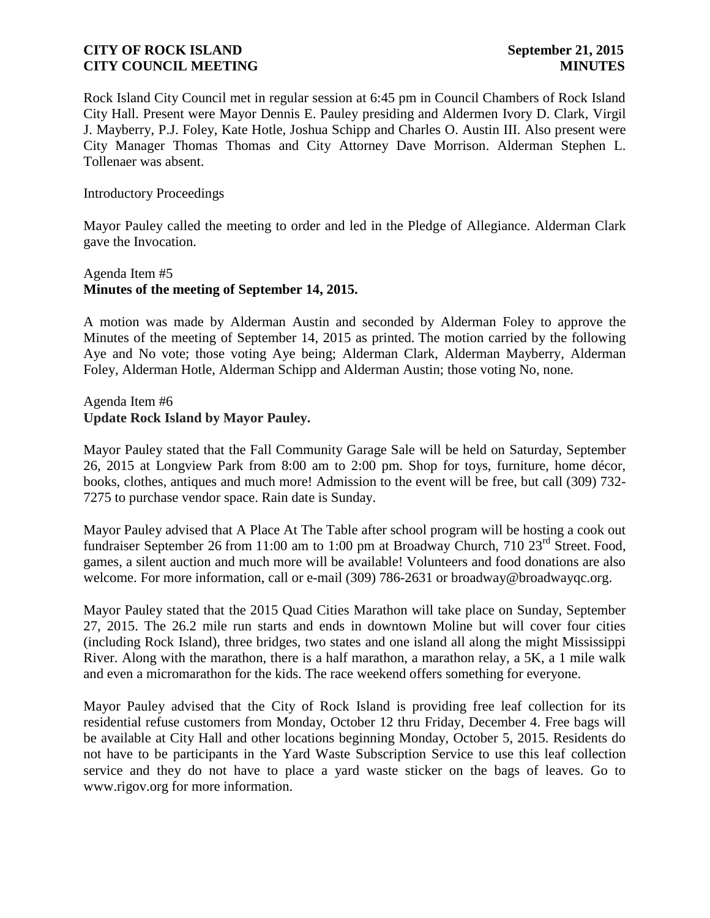Rock Island City Council met in regular session at 6:45 pm in Council Chambers of Rock Island City Hall. Present were Mayor Dennis E. Pauley presiding and Aldermen Ivory D. Clark, Virgil J. Mayberry, P.J. Foley, Kate Hotle, Joshua Schipp and Charles O. Austin III. Also present were City Manager Thomas Thomas and City Attorney Dave Morrison. Alderman Stephen L. Tollenaer was absent.

Introductory Proceedings

Mayor Pauley called the meeting to order and led in the Pledge of Allegiance. Alderman Clark gave the Invocation.

Agenda Item #5
**Minutes of the meeting of September 14, 2015.**

A motion was made by Alderman Austin and seconded by Alderman Foley to approve the Minutes of the meeting of September 14, 2015 as printed. The motion carried by the following Aye and No vote; those voting Aye being; Alderman Clark, Alderman Mayberry, Alderman Foley, Alderman Hotle, Alderman Schipp and Alderman Austin; those voting No, none.

Agenda Item #6
**Update Rock Island by Mayor Pauley.**

Mayor Pauley stated that the Fall Community Garage Sale will be held on Saturday, September 26, 2015 at Longview Park from 8:00 am to 2:00 pm. Shop for toys, furniture, home décor, books, clothes, antiques and much more! Admission to the event will be free, but call (309) 732-7275 to purchase vendor space. Rain date is Sunday.

Mayor Pauley advised that A Place At The Table after school program will be hosting a cook out fundraiser September 26 from 11:00 am to 1:00 pm at Broadway Church, 710 23rd Street. Food, games, a silent auction and much more will be available! Volunteers and food donations are also welcome. For more information, call or e-mail (309) 786-2631 or broadway@broadwayqc.org.

Mayor Pauley stated that the 2015 Quad Cities Marathon will take place on Sunday, September 27, 2015. The 26.2 mile run starts and ends in downtown Moline but will cover four cities (including Rock Island), three bridges, two states and one island all along the might Mississippi River. Along with the marathon, there is a half marathon, a marathon relay, a 5K, a 1 mile walk and even a micromarathon for the kids. The race weekend offers something for everyone.

Mayor Pauley advised that the City of Rock Island is providing free leaf collection for its residential refuse customers from Monday, October 12 thru Friday, December 4. Free bags will be available at City Hall and other locations beginning Monday, October 5, 2015. Residents do not have to be participants in the Yard Waste Subscription Service to use this leaf collection service and they do not have to place a yard waste sticker on the bags of leaves. Go to www.rigov.org for more information.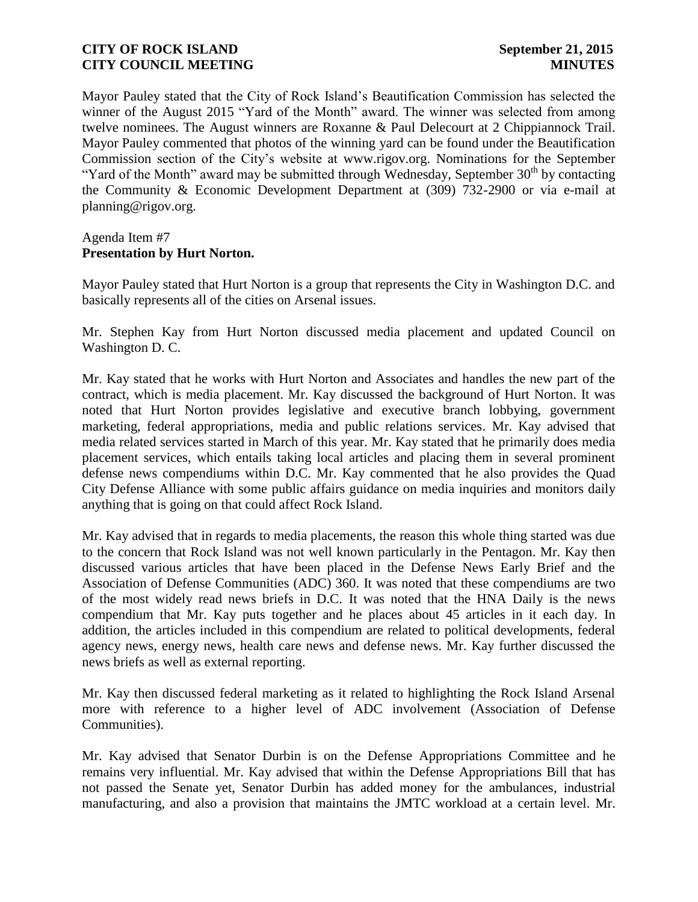Mayor Pauley stated that the City of Rock Island's Beautification Commission has selected the winner of the August 2015 "Yard of the Month" award. The winner was selected from among twelve nominees. The August winners are Roxanne & Paul Delecourt at 2 Chippiannock Trail. Mayor Pauley commented that photos of the winning yard can be found under the Beautification Commission section of the City's website at www.rigov.org. Nominations for the September "Yard of the Month" award may be submitted through Wednesday, September 30th by contacting the Community & Economic Development Department at (309) 732-2900 or via e-mail at planning@rigov.org.

Agenda Item #7
**Presentation by Hurt Norton.**

Mayor Pauley stated that Hurt Norton is a group that represents the City in Washington D.C. and basically represents all of the cities on Arsenal issues.

Mr. Stephen Kay from Hurt Norton discussed media placement and updated Council on Washington D. C.

Mr. Kay stated that he works with Hurt Norton and Associates and handles the new part of the contract, which is media placement. Mr. Kay discussed the background of Hurt Norton. It was noted that Hurt Norton provides legislative and executive branch lobbying, government marketing, federal appropriations, media and public relations services. Mr. Kay advised that media related services started in March of this year. Mr. Kay stated that he primarily does media placement services, which entails taking local articles and placing them in several prominent defense news compendiums within D.C. Mr. Kay commented that he also provides the Quad City Defense Alliance with some public affairs guidance on media inquiries and monitors daily anything that is going on that could affect Rock Island.

Mr. Kay advised that in regards to media placements, the reason this whole thing started was due to the concern that Rock Island was not well known particularly in the Pentagon. Mr. Kay then discussed various articles that have been placed in the Defense News Early Brief and the Association of Defense Communities (ADC) 360. It was noted that these compendiums are two of the most widely read news briefs in D.C. It was noted that the HNA Daily is the news compendium that Mr. Kay puts together and he places about 45 articles in it each day. In addition, the articles included in this compendium are related to political developments, federal agency news, energy news, health care news and defense news. Mr. Kay further discussed the news briefs as well as external reporting.

Mr. Kay then discussed federal marketing as it related to highlighting the Rock Island Arsenal more with reference to a higher level of ADC involvement (Association of Defense Communities).

Mr. Kay advised that Senator Durbin is on the Defense Appropriations Committee and he remains very influential. Mr. Kay advised that within the Defense Appropriations Bill that has not passed the Senate yet, Senator Durbin has added money for the ambulances, industrial manufacturing, and also a provision that maintains the JMTC workload at a certain level. Mr.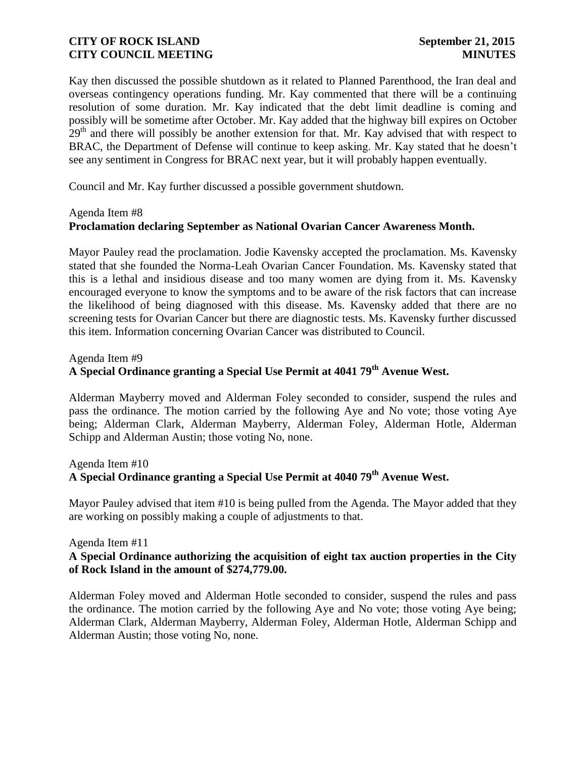Kay then discussed the possible shutdown as it related to Planned Parenthood, the Iran deal and overseas contingency operations funding. Mr. Kay commented that there will be a continuing resolution of some duration. Mr. Kay indicated that the debt limit deadline is coming and possibly will be sometime after October. Mr. Kay added that the highway bill expires on October 29th and there will possibly be another extension for that. Mr. Kay advised that with respect to BRAC, the Department of Defense will continue to keep asking. Mr. Kay stated that he doesn't see any sentiment in Congress for BRAC next year, but it will probably happen eventually.

Council and Mr. Kay further discussed a possible government shutdown.

Agenda Item #8
**Proclamation declaring September as National Ovarian Cancer Awareness Month.**

Mayor Pauley read the proclamation. Jodie Kavensky accepted the proclamation. Ms. Kavensky stated that she founded the Norma-Leah Ovarian Cancer Foundation. Ms. Kavensky stated that this is a lethal and insidious disease and too many women are dying from it. Ms. Kavensky encouraged everyone to know the symptoms and to be aware of the risk factors that can increase the likelihood of being diagnosed with this disease. Ms. Kavensky added that there are no screening tests for Ovarian Cancer but there are diagnostic tests. Ms. Kavensky further discussed this item. Information concerning Ovarian Cancer was distributed to Council.

Agenda Item #9
**A Special Ordinance granting a Special Use Permit at 4041 79th Avenue West.**

Alderman Mayberry moved and Alderman Foley seconded to consider, suspend the rules and pass the ordinance. The motion carried by the following Aye and No vote; those voting Aye being; Alderman Clark, Alderman Mayberry, Alderman Foley, Alderman Hotle, Alderman Schipp and Alderman Austin; those voting No, none.

Agenda Item #10
**A Special Ordinance granting a Special Use Permit at 4040 79th Avenue West.**

Mayor Pauley advised that item #10 is being pulled from the Agenda. The Mayor added that they are working on possibly making a couple of adjustments to that.

Agenda Item #11
**A Special Ordinance authorizing the acquisition of eight tax auction properties in the City of Rock Island in the amount of $274,779.00.**

Alderman Foley moved and Alderman Hotle seconded to consider, suspend the rules and pass the ordinance. The motion carried by the following Aye and No vote; those voting Aye being; Alderman Clark, Alderman Mayberry, Alderman Foley, Alderman Hotle, Alderman Schipp and Alderman Austin; those voting No, none.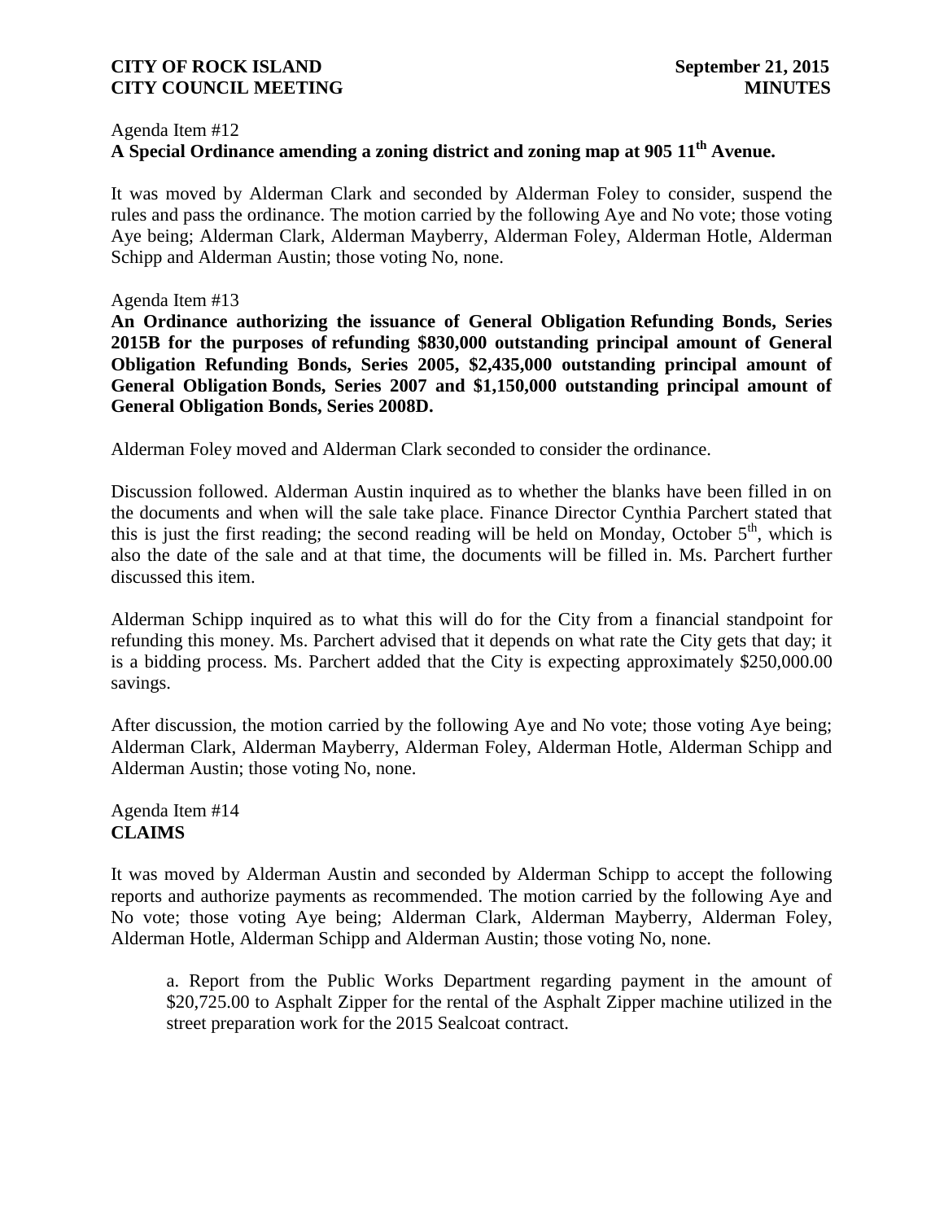Agenda Item #12

**A Special Ordinance amending a zoning district and zoning map at 905 11th Avenue.**

It was moved by Alderman Clark and seconded by Alderman Foley to consider, suspend the rules and pass the ordinance. The motion carried by the following Aye and No vote; those voting Aye being; Alderman Clark, Alderman Mayberry, Alderman Foley, Alderman Hotle, Alderman Schipp and Alderman Austin; those voting No, none.

Agenda Item #13

**An Ordinance authorizing the issuance of General Obligation Refunding Bonds, Series 2015B for the purposes of refunding $830,000 outstanding principal amount of General Obligation Refunding Bonds, Series 2005, $2,435,000 outstanding principal amount of General Obligation Bonds, Series 2007 and $1,150,000 outstanding principal amount of General Obligation Bonds, Series 2008D.**

Alderman Foley moved and Alderman Clark seconded to consider the ordinance.

Discussion followed. Alderman Austin inquired as to whether the blanks have been filled in on the documents and when will the sale take place. Finance Director Cynthia Parchert stated that this is just the first reading; the second reading will be held on Monday, October 5th, which is also the date of the sale and at that time, the documents will be filled in. Ms. Parchert further discussed this item.

Alderman Schipp inquired as to what this will do for the City from a financial standpoint for refunding this money. Ms. Parchert advised that it depends on what rate the City gets that day; it is a bidding process. Ms. Parchert added that the City is expecting approximately $250,000.00 savings.

After discussion, the motion carried by the following Aye and No vote; those voting Aye being; Alderman Clark, Alderman Mayberry, Alderman Foley, Alderman Hotle, Alderman Schipp and Alderman Austin; those voting No, none.

Agenda Item #14

**CLAIMS**

It was moved by Alderman Austin and seconded by Alderman Schipp to accept the following reports and authorize payments as recommended. The motion carried by the following Aye and No vote; those voting Aye being; Alderman Clark, Alderman Mayberry, Alderman Foley, Alderman Hotle, Alderman Schipp and Alderman Austin; those voting No, none.

a. Report from the Public Works Department regarding payment in the amount of $20,725.00 to Asphalt Zipper for the rental of the Asphalt Zipper machine utilized in the street preparation work for the 2015 Sealcoat contract.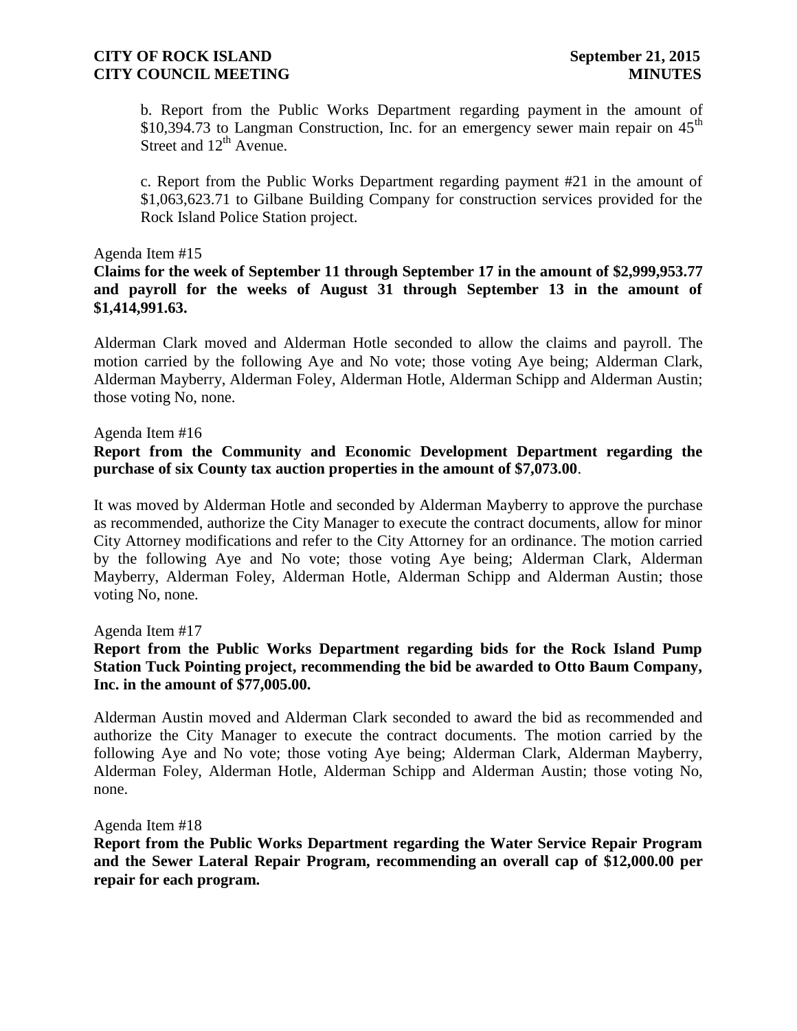b. Report from the Public Works Department regarding payment in the amount of \$10,394.73 to Langman Construction, Inc. for an emergency sewer main repair on 45th Street and 12th Avenue.

c. Report from the Public Works Department regarding payment #21 in the amount of \$1,063,623.71 to Gilbane Building Company for construction services provided for the Rock Island Police Station project.

Agenda Item #15

**Claims for the week of September 11 through September 17 in the amount of \$2,999,953.77 and payroll for the weeks of August 31 through September 13 in the amount of \$1,414,991.63.**

Alderman Clark moved and Alderman Hotle seconded to allow the claims and payroll. The motion carried by the following Aye and No vote; those voting Aye being; Alderman Clark, Alderman Mayberry, Alderman Foley, Alderman Hotle, Alderman Schipp and Alderman Austin; those voting No, none.

Agenda Item #16

**Report from the Community and Economic Development Department regarding the purchase of six County tax auction properties in the amount of \$7,073.00**.

It was moved by Alderman Hotle and seconded by Alderman Mayberry to approve the purchase as recommended, authorize the City Manager to execute the contract documents, allow for minor City Attorney modifications and refer to the City Attorney for an ordinance. The motion carried by the following Aye and No vote; those voting Aye being; Alderman Clark, Alderman Mayberry, Alderman Foley, Alderman Hotle, Alderman Schipp and Alderman Austin; those voting No, none.

Agenda Item #17

**Report from the Public Works Department regarding bids for the Rock Island Pump Station Tuck Pointing project, recommending the bid be awarded to Otto Baum Company, Inc. in the amount of \$77,005.00.**

Alderman Austin moved and Alderman Clark seconded to award the bid as recommended and authorize the City Manager to execute the contract documents. The motion carried by the following Aye and No vote; those voting Aye being; Alderman Clark, Alderman Mayberry, Alderman Foley, Alderman Hotle, Alderman Schipp and Alderman Austin; those voting No, none.

Agenda Item #18

**Report from the Public Works Department regarding the Water Service Repair Program and the Sewer Lateral Repair Program, recommending an overall cap of \$12,000.00 per repair for each program.**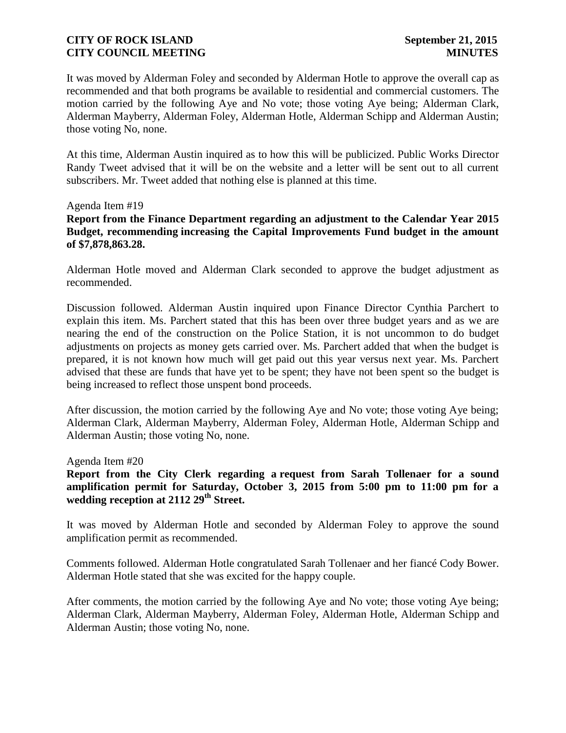It was moved by Alderman Foley and seconded by Alderman Hotle to approve the overall cap as recommended and that both programs be available to residential and commercial customers. The motion carried by the following Aye and No vote; those voting Aye being; Alderman Clark, Alderman Mayberry, Alderman Foley, Alderman Hotle, Alderman Schipp and Alderman Austin; those voting No, none.

At this time, Alderman Austin inquired as to how this will be publicized. Public Works Director Randy Tweet advised that it will be on the website and a letter will be sent out to all current subscribers. Mr. Tweet added that nothing else is planned at this time.

Agenda Item #19

**Report from the Finance Department regarding an adjustment to the Calendar Year 2015 Budget, recommending increasing the Capital Improvements Fund budget in the amount of $7,878,863.28.**

Alderman Hotle moved and Alderman Clark seconded to approve the budget adjustment as recommended.

Discussion followed. Alderman Austin inquired upon Finance Director Cynthia Parchert to explain this item. Ms. Parchert stated that this has been over three budget years and as we are nearing the end of the construction on the Police Station, it is not uncommon to do budget adjustments on projects as money gets carried over. Ms. Parchert added that when the budget is prepared, it is not known how much will get paid out this year versus next year. Ms. Parchert advised that these are funds that have yet to be spent; they have not been spent so the budget is being increased to reflect those unspent bond proceeds.

After discussion, the motion carried by the following Aye and No vote; those voting Aye being; Alderman Clark, Alderman Mayberry, Alderman Foley, Alderman Hotle, Alderman Schipp and Alderman Austin; those voting No, none.

Agenda Item #20

**Report from the City Clerk regarding a request from Sarah Tollenaer for a sound amplification permit for Saturday, October 3, 2015 from 5:00 pm to 11:00 pm for a wedding reception at 2112 29th Street.**

It was moved by Alderman Hotle and seconded by Alderman Foley to approve the sound amplification permit as recommended.

Comments followed. Alderman Hotle congratulated Sarah Tollenaer and her fiancé Cody Bower. Alderman Hotle stated that she was excited for the happy couple.

After comments, the motion carried by the following Aye and No vote; those voting Aye being; Alderman Clark, Alderman Mayberry, Alderman Foley, Alderman Hotle, Alderman Schipp and Alderman Austin; those voting No, none.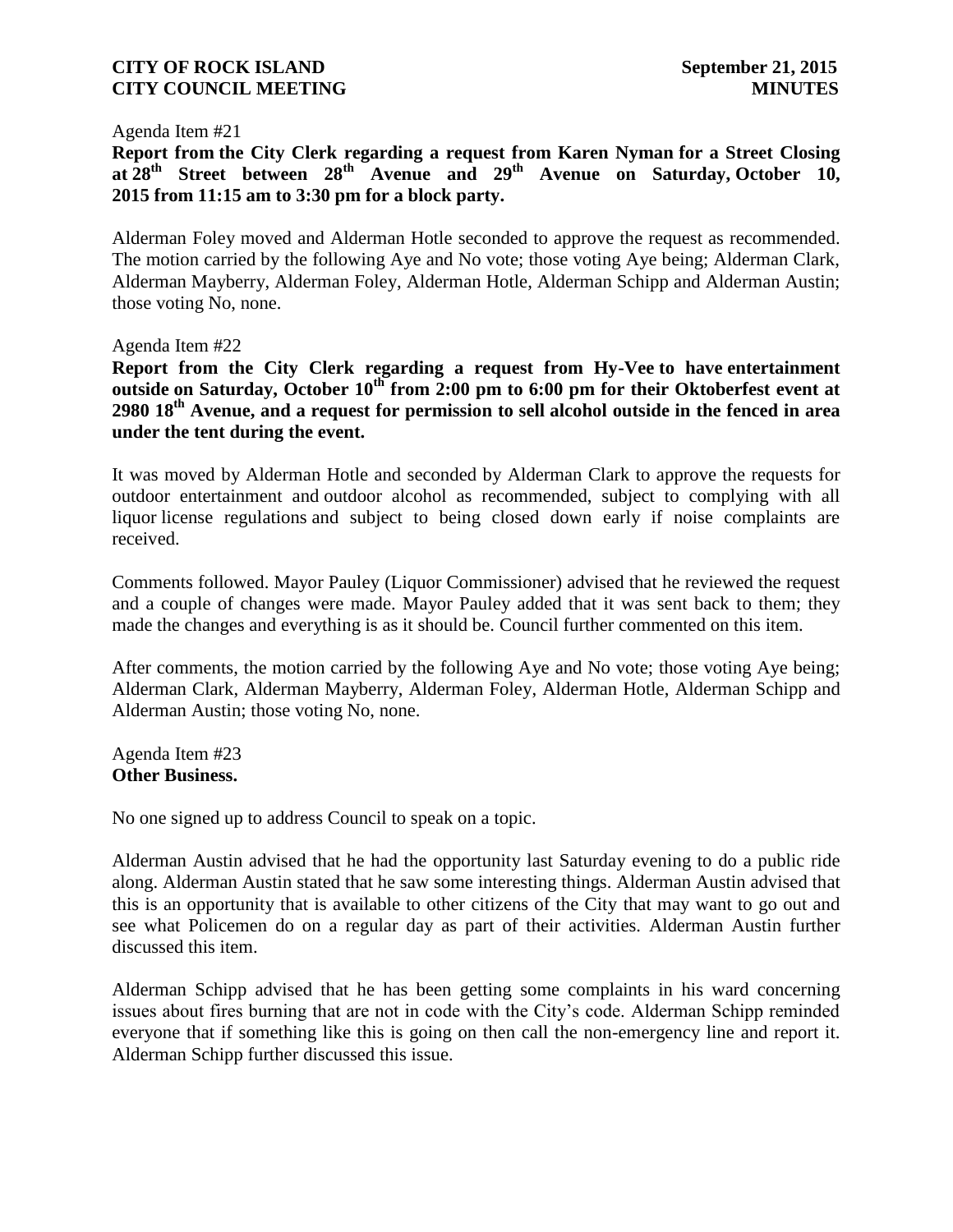Agenda Item #21

**Report from the City Clerk regarding a request from Karen Nyman for a Street Closing at 28th Street between 28th Avenue and 29th Avenue on Saturday, October 10, 2015 from 11:15 am to 3:30 pm for a block party.**

Alderman Foley moved and Alderman Hotle seconded to approve the request as recommended. The motion carried by the following Aye and No vote; those voting Aye being; Alderman Clark, Alderman Mayberry, Alderman Foley, Alderman Hotle, Alderman Schipp and Alderman Austin; those voting No, none.

Agenda Item #22

**Report from the City Clerk regarding a request from Hy-Vee to have entertainment outside on Saturday, October 10th from 2:00 pm to 6:00 pm for their Oktoberfest event at 2980 18th Avenue, and a request for permission to sell alcohol outside in the fenced in area under the tent during the event.**

It was moved by Alderman Hotle and seconded by Alderman Clark to approve the requests for outdoor entertainment and outdoor alcohol as recommended, subject to complying with all liquor license regulations and subject to being closed down early if noise complaints are received.

Comments followed. Mayor Pauley (Liquor Commissioner) advised that he reviewed the request and a couple of changes were made. Mayor Pauley added that it was sent back to them; they made the changes and everything is as it should be. Council further commented on this item.

After comments, the motion carried by the following Aye and No vote; those voting Aye being; Alderman Clark, Alderman Mayberry, Alderman Foley, Alderman Hotle, Alderman Schipp and Alderman Austin; those voting No, none.

Agenda Item #23

**Other Business.**

No one signed up to address Council to speak on a topic.

Alderman Austin advised that he had the opportunity last Saturday evening to do a public ride along. Alderman Austin stated that he saw some interesting things. Alderman Austin advised that this is an opportunity that is available to other citizens of the City that may want to go out and see what Policemen do on a regular day as part of their activities. Alderman Austin further discussed this item.

Alderman Schipp advised that he has been getting some complaints in his ward concerning issues about fires burning that are not in code with the City's code. Alderman Schipp reminded everyone that if something like this is going on then call the non-emergency line and report it. Alderman Schipp further discussed this issue.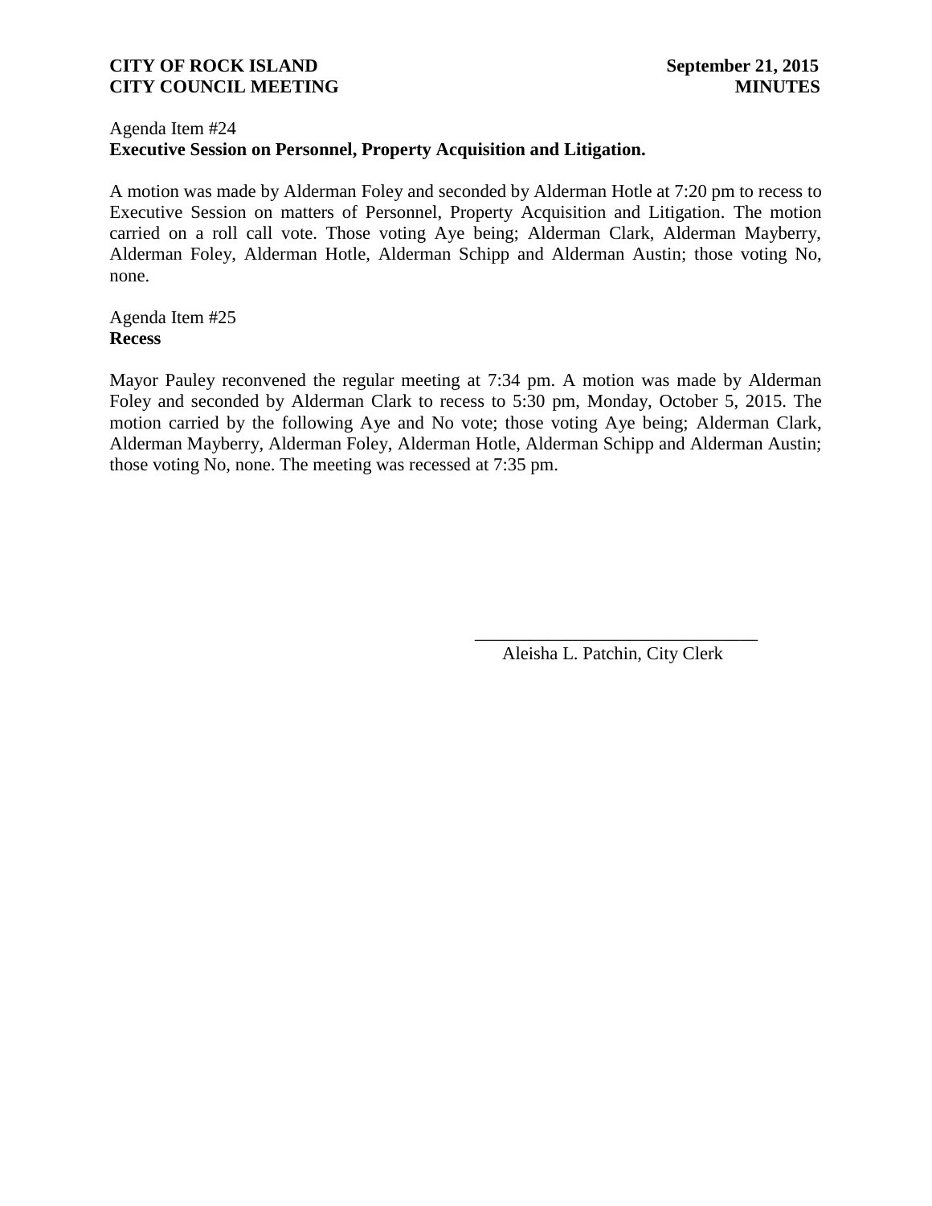Agenda Item #24
**Executive Session on Personnel, Property Acquisition and Litigation.**

A motion was made by Alderman Foley and seconded by Alderman Hotle at 7:20 pm to recess to Executive Session on matters of Personnel, Property Acquisition and Litigation. The motion carried on a roll call vote. Those voting Aye being; Alderman Clark, Alderman Mayberry, Alderman Foley, Alderman Hotle, Alderman Schipp and Alderman Austin; those voting No, none.

Agenda Item #25
**Recess**

Mayor Pauley reconvened the regular meeting at 7:34 pm. A motion was made by Alderman Foley and seconded by Alderman Clark to recess to 5:30 pm, Monday, October 5, 2015. The motion carried by the following Aye and No vote; those voting Aye being; Alderman Clark, Alderman Mayberry, Alderman Foley, Alderman Hotle, Alderman Schipp and Alderman Austin; those voting No, none. The meeting was recessed at 7:35 pm.

\_\_\_\_\_\_\_\_\_\_\_\_\_\_\_\_\_\_\_\_\_\_\_\_\_\_\_\_\_\_\_\_
Aleisha L. Patchin, City Clerk